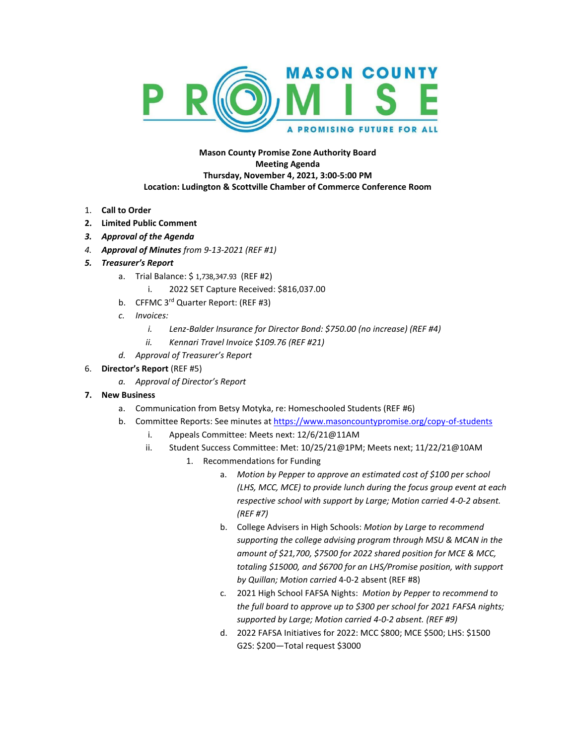MASON COUNTY PROMISE
A PROMISING FUTURE FOR ALL

**Mason County Promise Zone Authority Board**
**Meeting Agenda**
**Thursday, November 4, 2021, 3:00-5:00 PM**
**Location: Ludington & Scottville Chamber of Commerce Conference Room**

1. **Call to Order**
2. **Limited Public Comment**
3. ***Approval of the Agenda***
4. ***Approval of Minutes*** *from 9-13-2021 (REF #1)*
5. ***Treasurer's Report***
    a. Trial Balance: $ 1,738,347.93 (REF #2)
        i. 2022 SET Capture Received: $816,037.00
    b. CFFMC 3rd Quarter Report: (REF #3)
    c. *Invoices:*
        i. *Lenz-Balder Insurance for Director Bond: $750.00 (no increase) (REF #4)*
        ii. *Kennari Travel Invoice $109.76 (REF #21)*
    d. *Approval of Treasurer's Report*
6. **Director's Report** (REF #5)
    a. *Approval of Director's Report*
7. **New Business**
    a. Communication from Betsy Motyka, re: Homeschooled Students (REF #6)
    b. Committee Reports: See minutes at https://www.masoncountypromise.org/copy-of-students
        i. Appeals Committee: Meets next: 12/6/21@11AM
        ii. Student Success Committee: Met: 10/25/21@1PM; Meets next; 11/22/21@10AM
            1. Recommendations for Funding
                a. *Motion by Pepper to approve an estimated cost of $100 per school (LHS, MCC, MCE) to provide lunch during the focus group event at each respective school with support by Large; Motion carried 4-0-2 absent. (REF #7)*
                b. College Advisers in High Schools: *Motion by Large to recommend supporting the college advising program through MSU & MCAN in the amount of $21,700, $7500 for 2022 shared position for MCE & MCC, totaling $15000, and $6700 for an LHS/Promise position, with support by Quillan; Motion carried* 4-0-2 absent (REF #8)
                c. 2021 High School FAFSA Nights: *Motion by Pepper to recommend to the full board to approve up to $300 per school for 2021 FAFSA nights; supported by Large; Motion carried 4-0-2 absent. (REF #9)*
                d. 2022 FAFSA Initiatives for 2022: MCC $800; MCE $500; LHS: $1500 G2S: $200—Total request $3000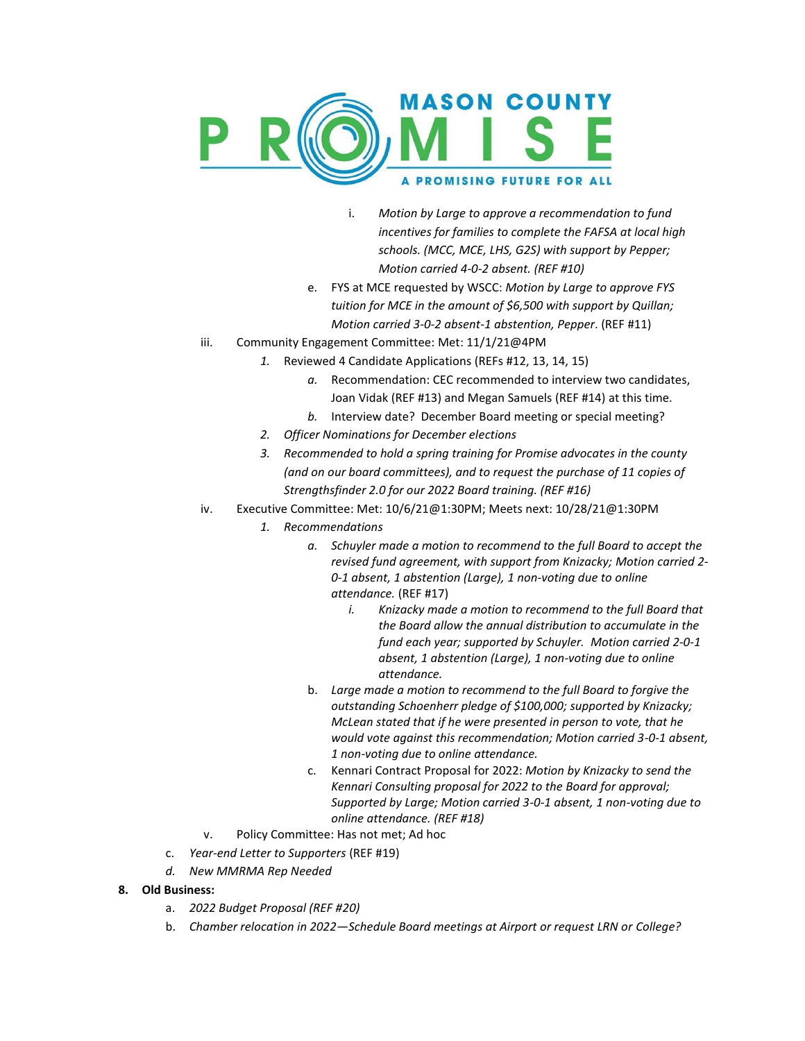i. *Motion by Large to approve a recommendation to fund incentives for families to complete the FAFSA at local high schools. (MCC, MCE, LHS, G2S) with support by Pepper; Motion carried 4-0-2 absent. (REF #10)*

e. FYS at MCE requested by WSCC: *Motion by Large to approve FYS tuition for MCE in the amount of $6,500 with support by Quillan; Motion carried 3-0-2 absent-1 abstention, Pepper*. (REF #11)

iii. Community Engagement Committee: Met: 11/1/21@4PM

1. Reviewed 4 Candidate Applications (REFs #12, 13, 14, 15)
   - *a.* Recommendation: CEC recommended to interview two candidates, Joan Vidak (REF #13) and Megan Samuels (REF #14) at this time.
   - *b.* Interview date? December Board meeting or special meeting?
2. *Officer Nominations for December elections*
3. *Recommended to hold a spring training for Promise advocates in the county (and on our board committees), and to request the purchase of 11 copies of Strengthsfinder 2.0 for our 2022 Board training. (REF #16)*

iv. Executive Committee: Met: 10/6/21@1:30PM; Meets next: 10/28/21@1:30PM

1. *Recommendations*
   - *a. Schuyler made a motion to recommend to the full Board to accept the revised fund agreement, with support from Knizacky; Motion carried 2-0-1 absent, 1 abstention (Large), 1 non-voting due to online attendance.* (REF #17)
     - *i. Knizacky made a motion to recommend to the full Board that the Board allow the annual distribution to accumulate in the fund each year; supported by Schuyler. Motion carried 2-0-1 absent, 1 abstention (Large), 1 non-voting due to online attendance.*
   - b. *Large made a motion to recommend to the full Board to forgive the outstanding Schoenherr pledge of $100,000; supported by Knizacky; McLean stated that if he were presented in person to vote, that he would vote against this recommendation; Motion carried 3-0-1 absent, 1 non-voting due to online attendance.*
   - c. Kennari Contract Proposal for 2022: *Motion by Knizacky to send the Kennari Consulting proposal for 2022 to the Board for approval; Supported by Large; Motion carried 3-0-1 absent, 1 non-voting due to online attendance. (REF #18)*

v. Policy Committee: Has not met; Ad hoc

c. *Year-end Letter to Supporters* (REF #19)

d. *New MMRMA Rep Needed*

**8. Old Business:**

a. *2022 Budget Proposal (REF #20)*

b. *Chamber relocation in 2022—Schedule Board meetings at Airport or request LRN or College?*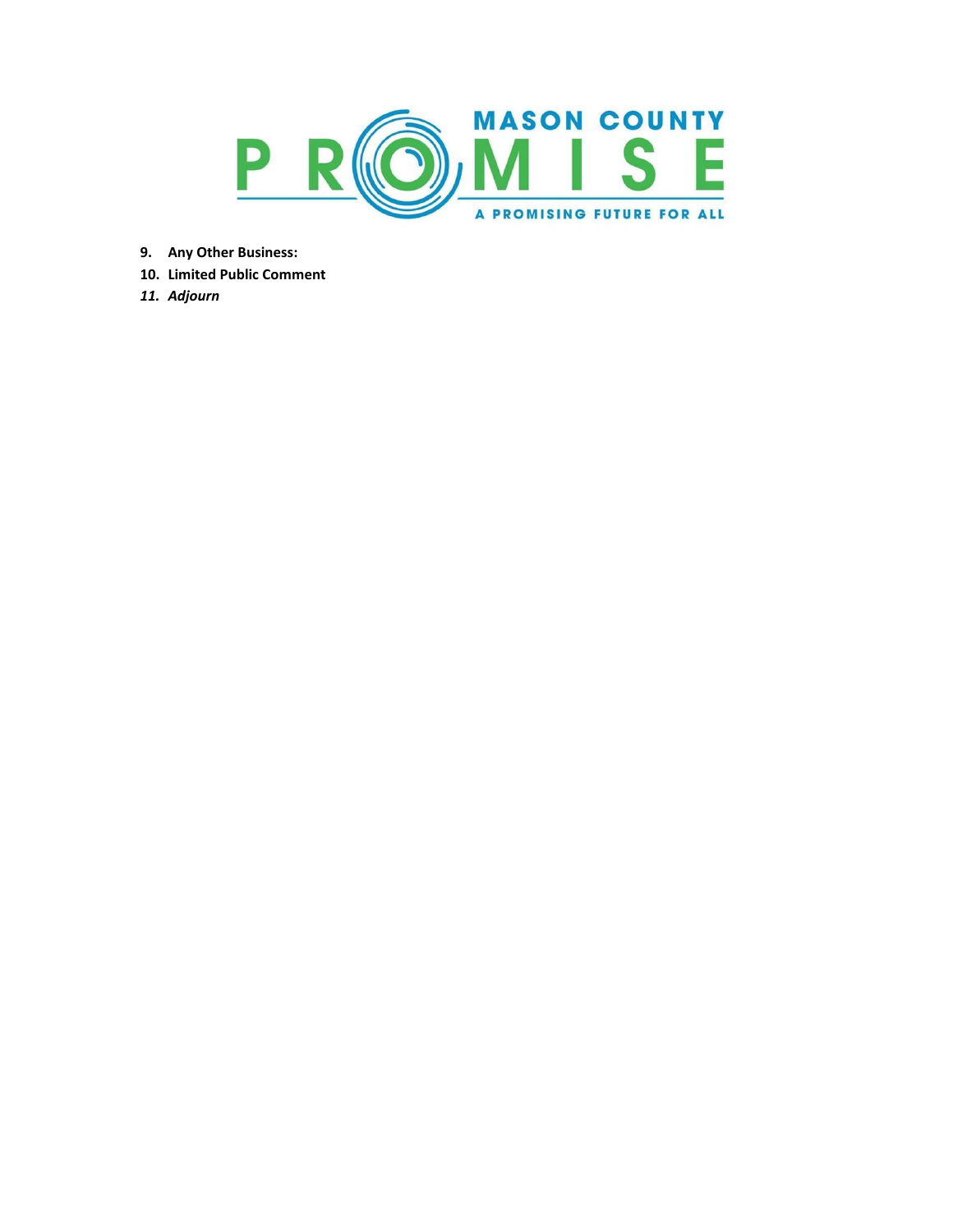MASON COUNTY

PROMISE

A PROMISING FUTURE FOR ALL

9. **Any Other Business:**
10. **Limited Public Comment**
11. ***Adjourn***